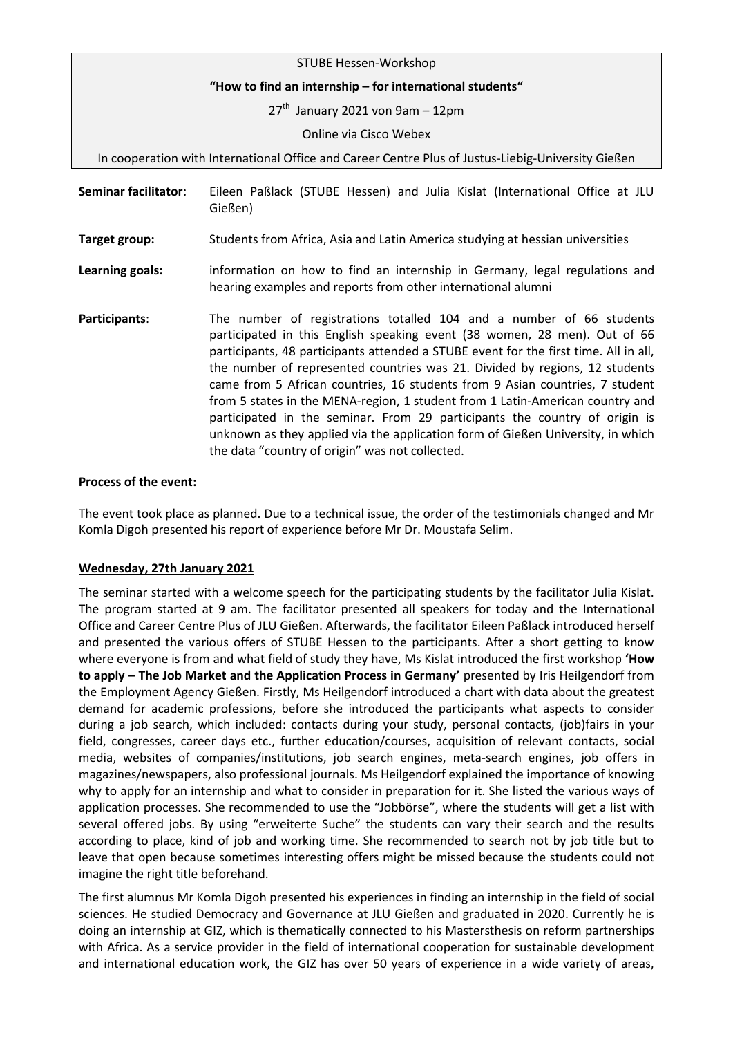STUBE Hessen-Workshop

**"How to find an internship – for international students"**

27th January 2021 von 9am – 12pm

Online via Cisco Webex

In cooperation with International Office and Career Centre Plus of Justus-Liebig-University Gießen

**Seminar facilitator:** Eileen Paßlack (STUBE Hessen) and Julia Kislat (International Office at JLU Gießen)

**Target group:** Students from Africa, Asia and Latin America studying at hessian universities

**Learning goals:** information on how to find an internship in Germany, legal regulations and hearing examples and reports from other international alumni

**Participants**: The number of registrations totalled 104 and a number of 66 students participated in this English speaking event (38 women, 28 men). Out of 66 participants, 48 participants attended a STUBE event for the first time. All in all, the number of represented countries was 21. Divided by regions, 12 students came from 5 African countries, 16 students from 9 Asian countries, 7 student from 5 states in the MENA-region, 1 student from 1 Latin-American country and participated in the seminar. From 29 participants the country of origin is unknown as they applied via the application form of Gießen University, in which the data "country of origin" was not collected.

**Process of the event:**

The event took place as planned. Due to a technical issue, the order of the testimonials changed and Mr Komla Digoh presented his report of experience before Mr Dr. Moustafa Selim.

**Wednesday, 27th January 2021**

The seminar started with a welcome speech for the participating students by the facilitator Julia Kislat. The program started at 9 am. The facilitator presented all speakers for today and the International Office and Career Centre Plus of JLU Gießen. Afterwards, the facilitator Eileen Paßlack introduced herself and presented the various offers of STUBE Hessen to the participants. After a short getting to know where everyone is from and what field of study they have, Ms Kislat introduced the first workshop **'How to apply – The Job Market and the Application Process in Germany'** presented by Iris Heilgendorf from the Employment Agency Gießen. Firstly, Ms Heilgendorf introduced a chart with data about the greatest demand for academic professions, before she introduced the participants what aspects to consider during a job search, which included: contacts during your study, personal contacts, (job)fairs in your field, congresses, career days etc., further education/courses, acquisition of relevant contacts, social media, websites of companies/institutions, job search engines, meta-search engines, job offers in magazines/newspapers, also professional journals. Ms Heilgendorf explained the importance of knowing why to apply for an internship and what to consider in preparation for it. She listed the various ways of application processes. She recommended to use the "Jobbörse", where the students will get a list with several offered jobs. By using "erweiterte Suche" the students can vary their search and the results according to place, kind of job and working time. She recommended to search not by job title but to leave that open because sometimes interesting offers might be missed because the students could not imagine the right title beforehand.

The first alumnus Mr Komla Digoh presented his experiences in finding an internship in the field of social sciences. He studied Democracy and Governance at JLU Gießen and graduated in 2020. Currently he is doing an internship at GIZ, which is thematically connected to his Mastersthesis on reform partnerships with Africa. As a service provider in the field of international cooperation for sustainable development and international education work, the GIZ has over 50 years of experience in a wide variety of areas,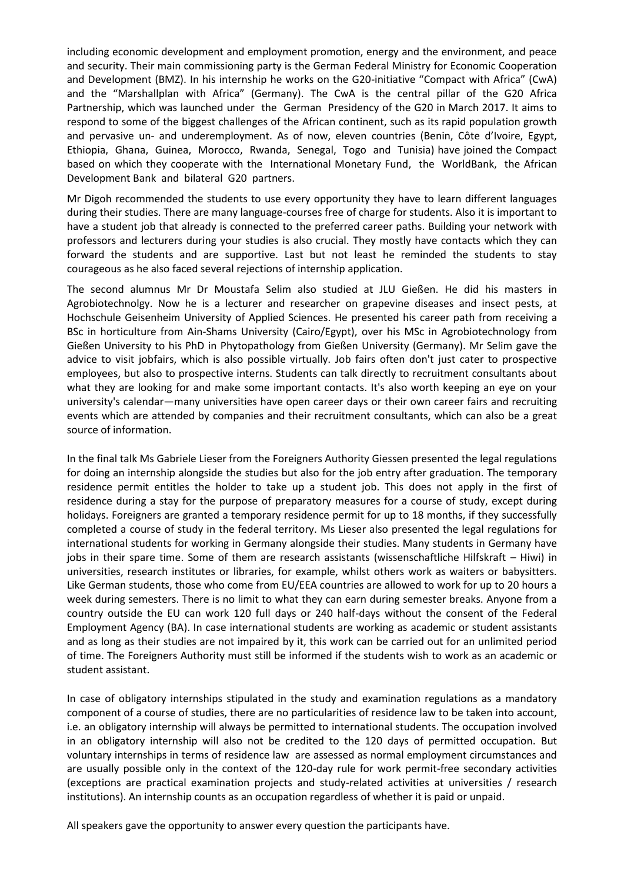including economic development and employment promotion, energy and the environment, and peace and security. Their main commissioning party is the German Federal Ministry for Economic Cooperation and Development (BMZ). In his internship he works on the G20-initiative "Compact with Africa" (CwA) and the "Marshallplan with Africa" (Germany). The CwA is the central pillar of the G20 Africa Partnership, which was launched under the German Presidency of the G20 in March 2017. It aims to respond to some of the biggest challenges of the African continent, such as its rapid population growth and pervasive un- and underemployment. As of now, eleven countries (Benin, Côte d'Ivoire, Egypt, Ethiopia, Ghana, Guinea, Morocco, Rwanda, Senegal, Togo and Tunisia) have joined the Compact based on which they cooperate with the International Monetary Fund, the WorldBank, the African Development Bank and bilateral G20 partners.

Mr Digoh recommended the students to use every opportunity they have to learn different languages during their studies. There are many language-courses free of charge for students. Also it is important to have a student job that already is connected to the preferred career paths. Building your network with professors and lecturers during your studies is also crucial. They mostly have contacts which they can forward the students and are supportive. Last but not least he reminded the students to stay courageous as he also faced several rejections of internship application.

The second alumnus Mr Dr Moustafa Selim also studied at JLU Gießen. He did his masters in Agrobiotechnolgy. Now he is a lecturer and researcher on grapevine diseases and insect pests, at Hochschule Geisenheim University of Applied Sciences. He presented his career path from receiving a BSc in horticulture from Ain-Shams University (Cairo/Egypt), over his MSc in Agrobiotechnology from Gießen University to his PhD in Phytopathology from Gießen University (Germany). Mr Selim gave the advice to visit jobfairs, which is also possible virtually. Job fairs often don't just cater to prospective employees, but also to prospective interns. Students can talk directly to recruitment consultants about what they are looking for and make some important contacts. It's also worth keeping an eye on your university's calendar—many universities have open career days or their own career fairs and recruiting events which are attended by companies and their recruitment consultants, which can also be a great source of information.

In the final talk Ms Gabriele Lieser from the Foreigners Authority Giessen presented the legal regulations for doing an internship alongside the studies but also for the job entry after graduation. The temporary residence permit entitles the holder to take up a student job. This does not apply in the first of residence during a stay for the purpose of preparatory measures for a course of study, except during holidays. Foreigners are granted a temporary residence permit for up to 18 months, if they successfully completed a course of study in the federal territory. Ms Lieser also presented the legal regulations for international students for working in Germany alongside their studies. Many students in Germany have jobs in their spare time. Some of them are research assistants (wissenschaftliche Hilfskraft – Hiwi) in universities, research institutes or libraries, for example, whilst others work as waiters or babysitters. Like German students, those who come from EU/EEA countries are allowed to work for up to 20 hours a week during semesters. There is no limit to what they can earn during semester breaks. Anyone from a country outside the EU can work 120 full days or 240 half-days without the consent of the Federal Employment Agency (BA). In case international students are working as academic or student assistants and as long as their studies are not impaired by it, this work can be carried out for an unlimited period of time. The Foreigners Authority must still be informed if the students wish to work as an academic or student assistant.

In case of obligatory internships stipulated in the study and examination regulations as a mandatory component of a course of studies, there are no particularities of residence law to be taken into account, i.e. an obligatory internship will always be permitted to international students. The occupation involved in an obligatory internship will also not be credited to the 120 days of permitted occupation. But voluntary internships in terms of residence law are assessed as normal employment circumstances and are usually possible only in the context of the 120-day rule for work permit-free secondary activities (exceptions are practical examination projects and study-related activities at universities / research institutions). An internship counts as an occupation regardless of whether it is paid or unpaid.

All speakers gave the opportunity to answer every question the participants have.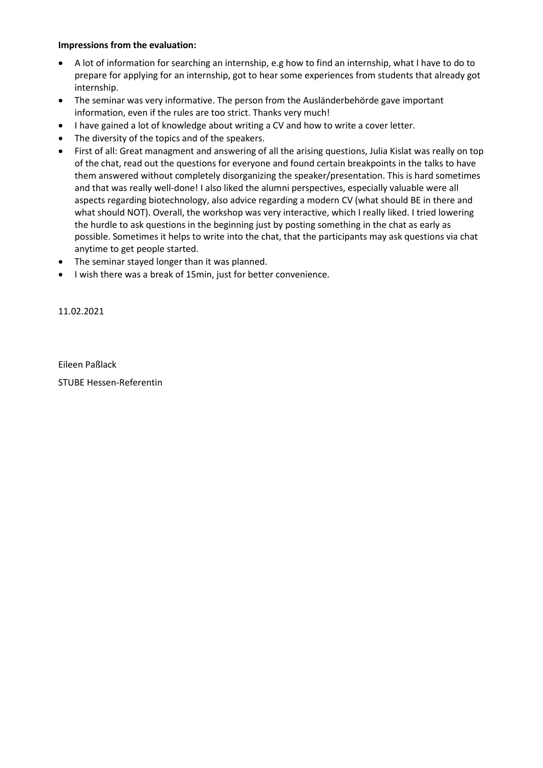**Impressions from the evaluation:**

- A lot of information for searching an internship, e.g how to find an internship, what I have to do to prepare for applying for an internship, got to hear some experiences from students that already got internship.
- The seminar was very informative. The person from the Ausländerbehörde gave important information, even if the rules are too strict. Thanks very much!
- I have gained a lot of knowledge about writing a CV and how to write a cover letter.
- The diversity of the topics and of the speakers.
- First of all: Great managment and answering of all the arising questions, Julia Kislat was really on top of the chat, read out the questions for everyone and found certain breakpoints in the talks to have them answered without completely disorganizing the speaker/presentation. This is hard sometimes and that was really well-done! I also liked the alumni perspectives, especially valuable were all aspects regarding biotechnology, also advice regarding a modern CV (what should BE in there and what should NOT). Overall, the workshop was very interactive, which I really liked. I tried lowering the hurdle to ask questions in the beginning just by posting something in the chat as early as possible. Sometimes it helps to write into the chat, that the participants may ask questions via chat anytime to get people started.
- The seminar stayed longer than it was planned.
- I wish there was a break of 15min, just for better convenience.

11.02.2021

Eileen Paßlack

STUBE Hessen-Referentin